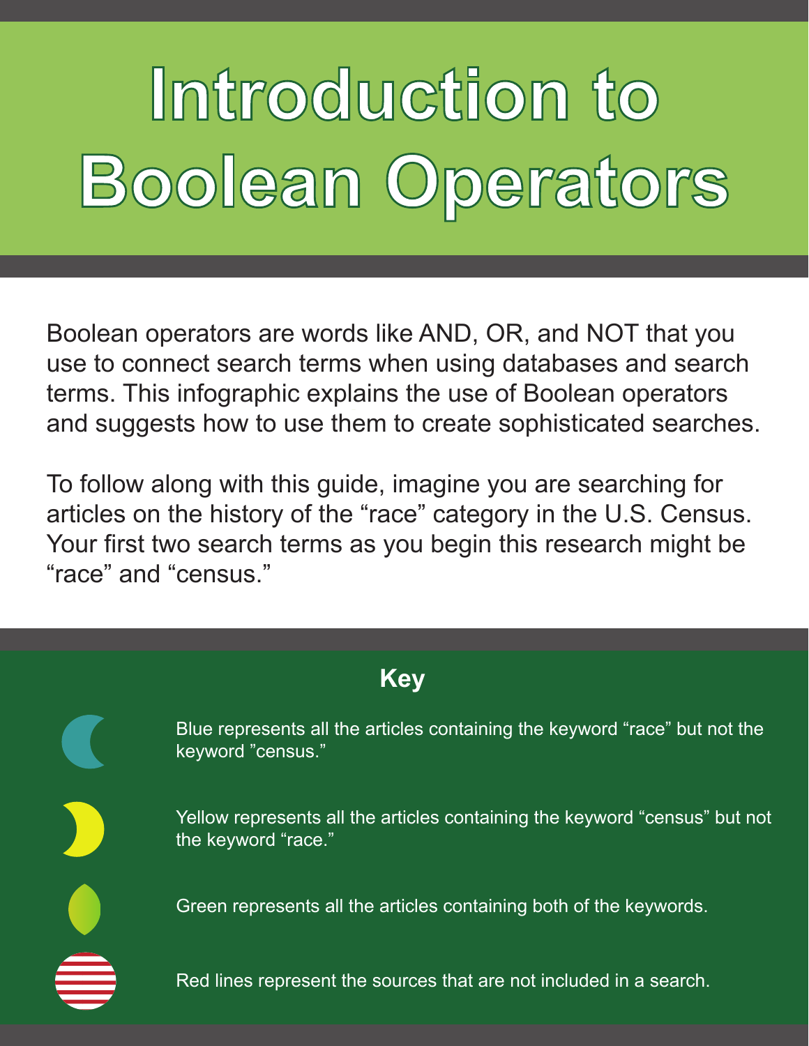# Introduction to Boolean Operators

Boolean operators are words like AND, OR, and NOT that you use to connect search terms when using databases and search terms. This infographic explains the use of Boolean operators and suggests how to use them to create sophisticated searches.

To follow along with this guide, imagine you are searching for articles on the history of the “race” category in the U.S. Census. Your first two search terms as you begin this research might be “race” and “census.”

## Key

Blue represents all the articles containing the keyword “race” but not the keyword ”census.”

Yellow represents all the articles containing the keyword “census” but not the keyword “race.”

Green represents all the articles containing both of the keywords.

Red lines represent the sources that are not included in a search.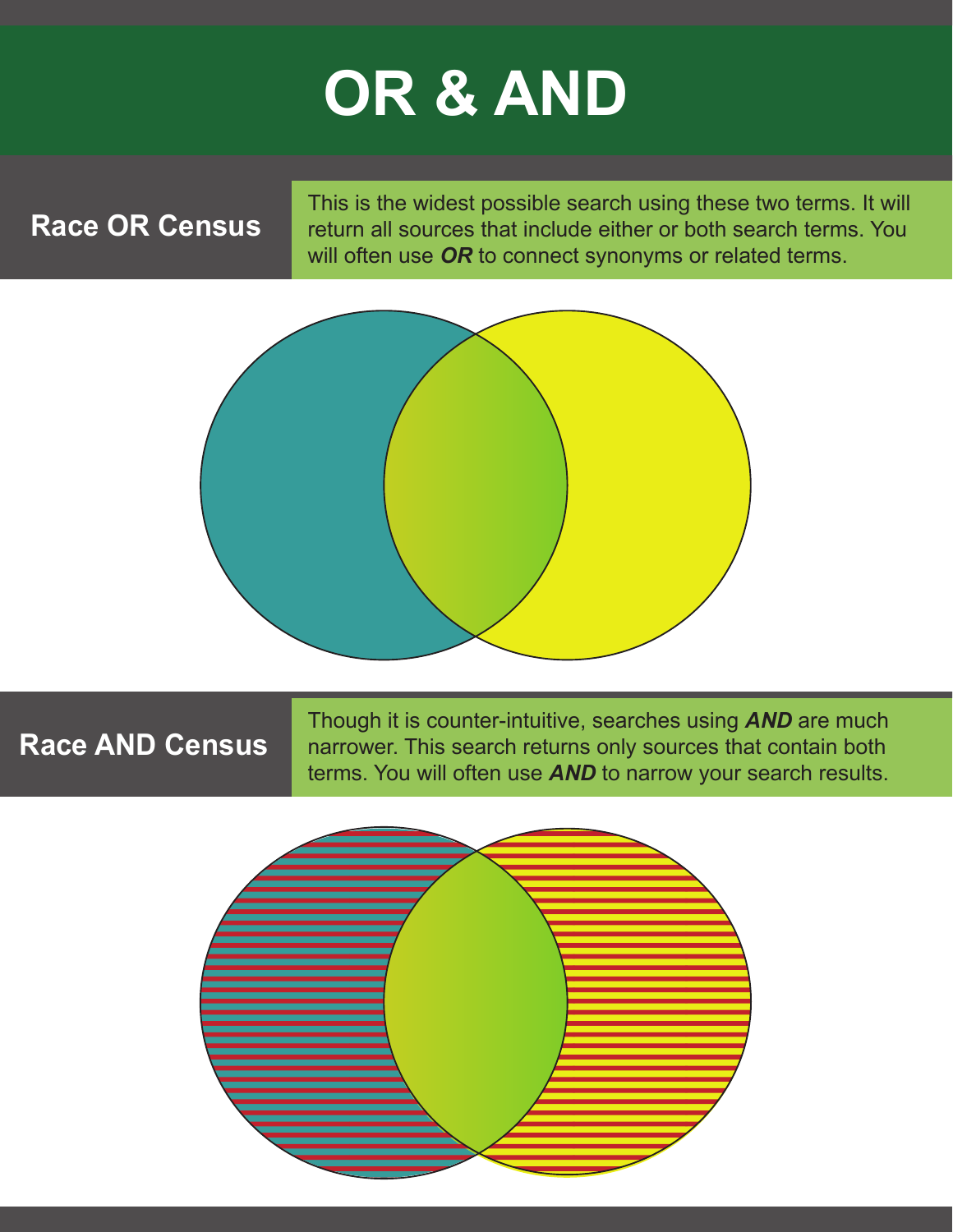# OR & AND

## Race OR Census

This is the widest possible search using these two terms. It will return all sources that include either or both search terms. You will often use ***OR*** to connect synonyms or related terms.

## Race AND Census

Though it is counter-intuitive, searches using ***AND*** are much narrower. This search returns only sources that contain both terms. You will often use ***AND*** to narrow your search results.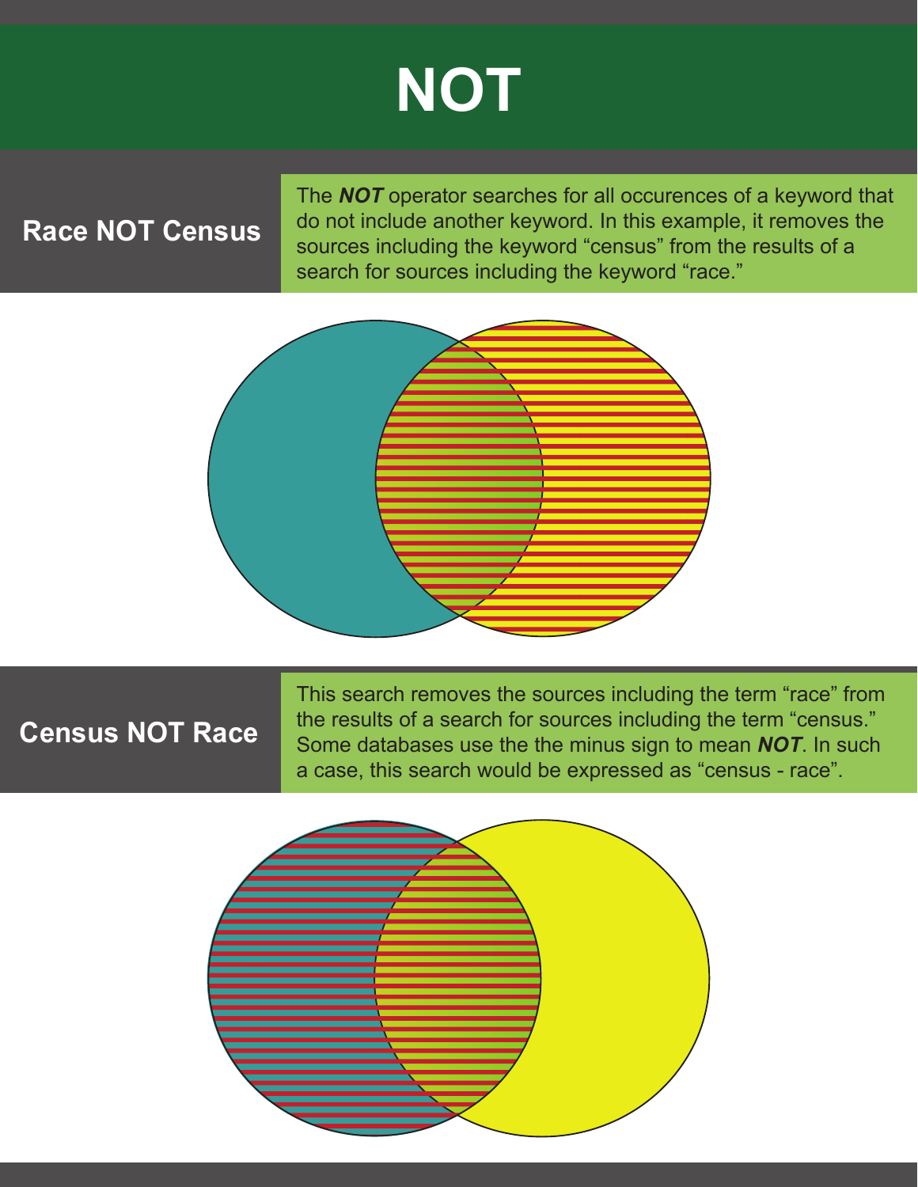# NOT

## Race NOT Census

The ***NOT*** operator searches for all occurences of a keyword that do not include another keyword. In this example, it removes the sources including the keyword “census” from the results of a search for sources including the keyword “race.”

## Census NOT Race

This search removes the sources including the term “race” from the results of a search for sources including the term “census.” Some databases use the the minus sign to mean ***NOT***. In such a case, this search would be expressed as “census - race”.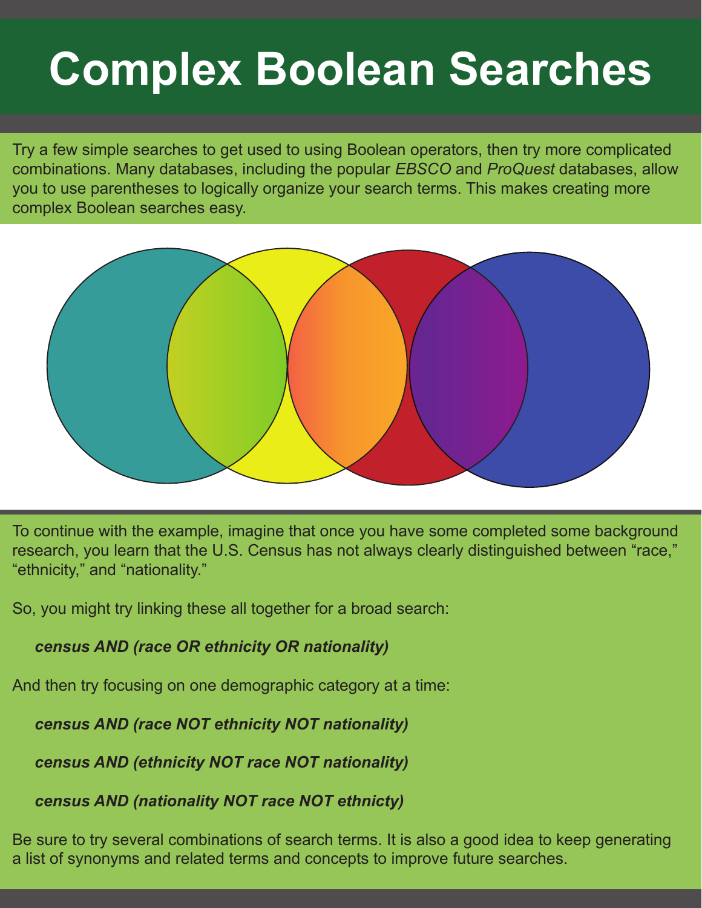# Complex Boolean Searches

Try a few simple searches to get used to using Boolean operators, then try more complicated combinations. Many databases, including the popular *EBSCO* and *ProQuest* databases, allow you to use parentheses to logically organize your search terms. This makes creating more complex Boolean searches easy.

To continue with the example, imagine that once you have some completed some background research, you learn that the U.S. Census has not always clearly distinguished between “race,” “ethnicity,” and “nationality.”

So, you might try linking these all together for a broad search:

***census AND (race OR ethnicity OR nationality)***

And then try focusing on one demographic category at a time:

***census AND (race NOT ethnicity NOT nationality)***

***census AND (ethnicity NOT race NOT nationality)***

***census AND (nationality NOT race NOT ethnicty)***

Be sure to try several combinations of search terms. It is also a good idea to keep generating a list of synonyms and related terms and concepts to improve future searches.